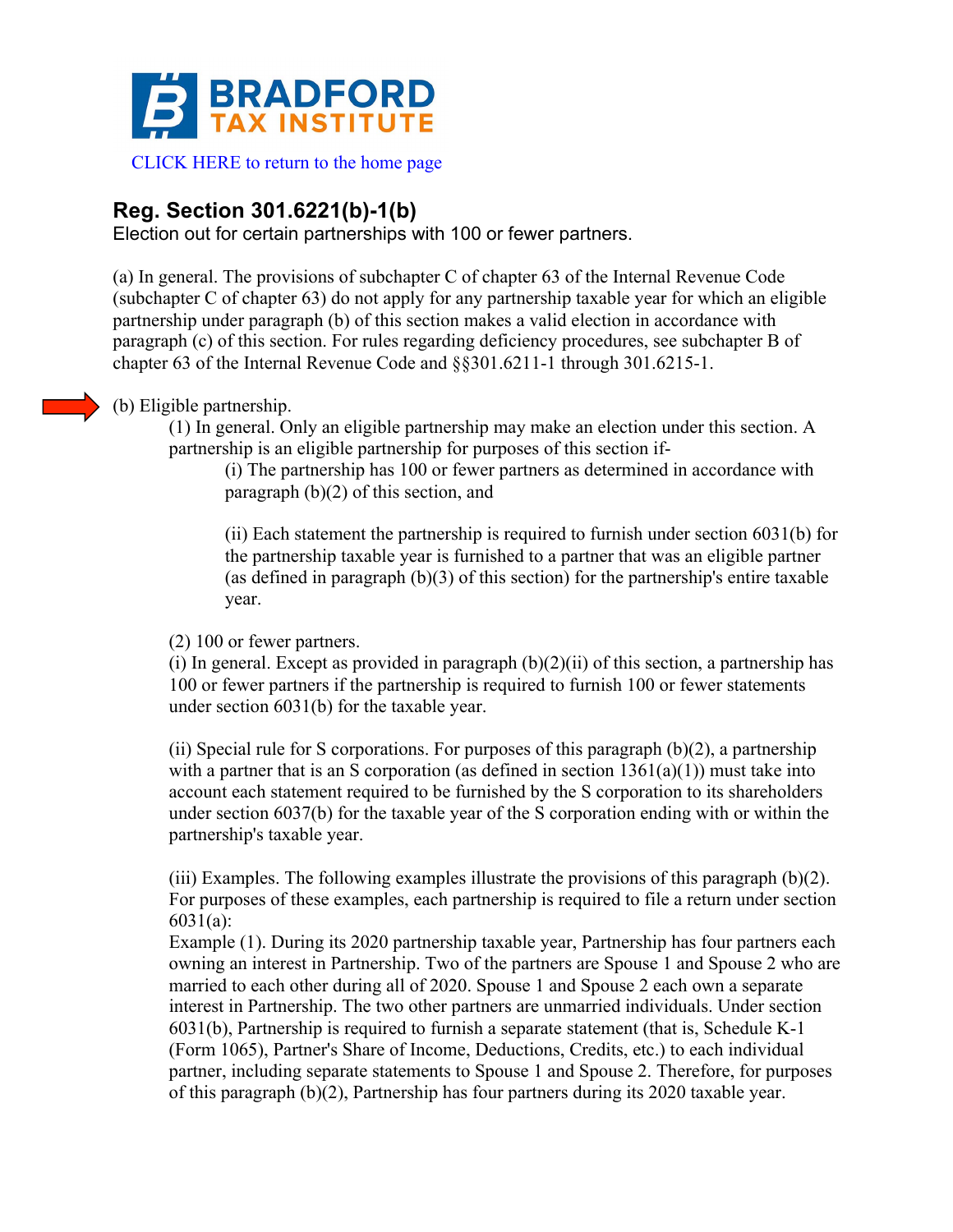# BRADFORD TAX INSTITUTE

CLICK HERE to return to the home page

## Reg. Section 301.6221(b)-1(b)

Election out for certain partnerships with 100 or fewer partners.

(a) In general. The provisions of subchapter C of chapter 63 of the Internal Revenue Code (subchapter C of chapter 63) do not apply for any partnership taxable year for which an eligible partnership under paragraph (b) of this section makes a valid election in accordance with paragraph (c) of this section. For rules regarding deficiency procedures, see subchapter B of chapter 63 of the Internal Revenue Code and §§301.6211-1 through 301.6215-1.

(b) Eligible partnership.

(1) In general. Only an eligible partnership may make an election under this section. A partnership is an eligible partnership for purposes of this section if-

(i) The partnership has 100 or fewer partners as determined in accordance with paragraph (b)(2) of this section, and

(ii) Each statement the partnership is required to furnish under section 6031(b) for the partnership taxable year is furnished to a partner that was an eligible partner (as defined in paragraph (b)(3) of this section) for the partnership's entire taxable year.

(2) 100 or fewer partners.

(i) In general. Except as provided in paragraph (b)(2)(ii) of this section, a partnership has 100 or fewer partners if the partnership is required to furnish 100 or fewer statements under section 6031(b) for the taxable year.

(ii) Special rule for S corporations. For purposes of this paragraph (b)(2), a partnership with a partner that is an S corporation (as defined in section 1361(a)(1)) must take into account each statement required to be furnished by the S corporation to its shareholders under section 6037(b) for the taxable year of the S corporation ending with or within the partnership's taxable year.

(iii) Examples. The following examples illustrate the provisions of this paragraph (b)(2). For purposes of these examples, each partnership is required to file a return under section 6031(a):

Example (1). During its 2020 partnership taxable year, Partnership has four partners each owning an interest in Partnership. Two of the partners are Spouse 1 and Spouse 2 who are married to each other during all of 2020. Spouse 1 and Spouse 2 each own a separate interest in Partnership. The two other partners are unmarried individuals. Under section 6031(b), Partnership is required to furnish a separate statement (that is, Schedule K-1 (Form 1065), Partner's Share of Income, Deductions, Credits, etc.) to each individual partner, including separate statements to Spouse 1 and Spouse 2. Therefore, for purposes of this paragraph (b)(2), Partnership has four partners during its 2020 taxable year.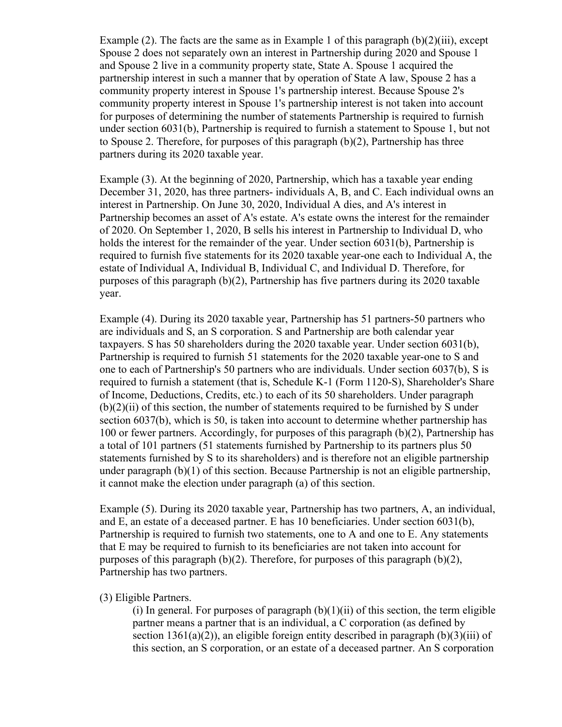Example (2). The facts are the same as in Example 1 of this paragraph (b)(2)(iii), except Spouse 2 does not separately own an interest in Partnership during 2020 and Spouse 1 and Spouse 2 live in a community property state, State A. Spouse 1 acquired the partnership interest in such a manner that by operation of State A law, Spouse 2 has a community property interest in Spouse 1's partnership interest. Because Spouse 2's community property interest in Spouse 1's partnership interest is not taken into account for purposes of determining the number of statements Partnership is required to furnish under section 6031(b), Partnership is required to furnish a statement to Spouse 1, but not to Spouse 2. Therefore, for purposes of this paragraph (b)(2), Partnership has three partners during its 2020 taxable year.

Example (3). At the beginning of 2020, Partnership, which has a taxable year ending December 31, 2020, has three partners- individuals A, B, and C. Each individual owns an interest in Partnership. On June 30, 2020, Individual A dies, and A's interest in Partnership becomes an asset of A's estate. A's estate owns the interest for the remainder of 2020. On September 1, 2020, B sells his interest in Partnership to Individual D, who holds the interest for the remainder of the year. Under section 6031(b), Partnership is required to furnish five statements for its 2020 taxable year-one each to Individual A, the estate of Individual A, Individual B, Individual C, and Individual D. Therefore, for purposes of this paragraph (b)(2), Partnership has five partners during its 2020 taxable year.

Example (4). During its 2020 taxable year, Partnership has 51 partners-50 partners who are individuals and S, an S corporation. S and Partnership are both calendar year taxpayers. S has 50 shareholders during the 2020 taxable year. Under section 6031(b), Partnership is required to furnish 51 statements for the 2020 taxable year-one to S and one to each of Partnership's 50 partners who are individuals. Under section 6037(b), S is required to furnish a statement (that is, Schedule K-1 (Form 1120-S), Shareholder's Share of Income, Deductions, Credits, etc.) to each of its 50 shareholders. Under paragraph (b)(2)(ii) of this section, the number of statements required to be furnished by S under section 6037(b), which is 50, is taken into account to determine whether partnership has 100 or fewer partners. Accordingly, for purposes of this paragraph (b)(2), Partnership has a total of 101 partners (51 statements furnished by Partnership to its partners plus 50 statements furnished by S to its shareholders) and is therefore not an eligible partnership under paragraph (b)(1) of this section. Because Partnership is not an eligible partnership, it cannot make the election under paragraph (a) of this section.

Example (5). During its 2020 taxable year, Partnership has two partners, A, an individual, and E, an estate of a deceased partner. E has 10 beneficiaries. Under section 6031(b), Partnership is required to furnish two statements, one to A and one to E. Any statements that E may be required to furnish to its beneficiaries are not taken into account for purposes of this paragraph (b)(2). Therefore, for purposes of this paragraph (b)(2), Partnership has two partners.

(3) Eligible Partners.

(i) In general. For purposes of paragraph (b)(1)(ii) of this section, the term eligible partner means a partner that is an individual, a C corporation (as defined by section 1361(a)(2)), an eligible foreign entity described in paragraph (b)(3)(iii) of this section, an S corporation, or an estate of a deceased partner. An S corporation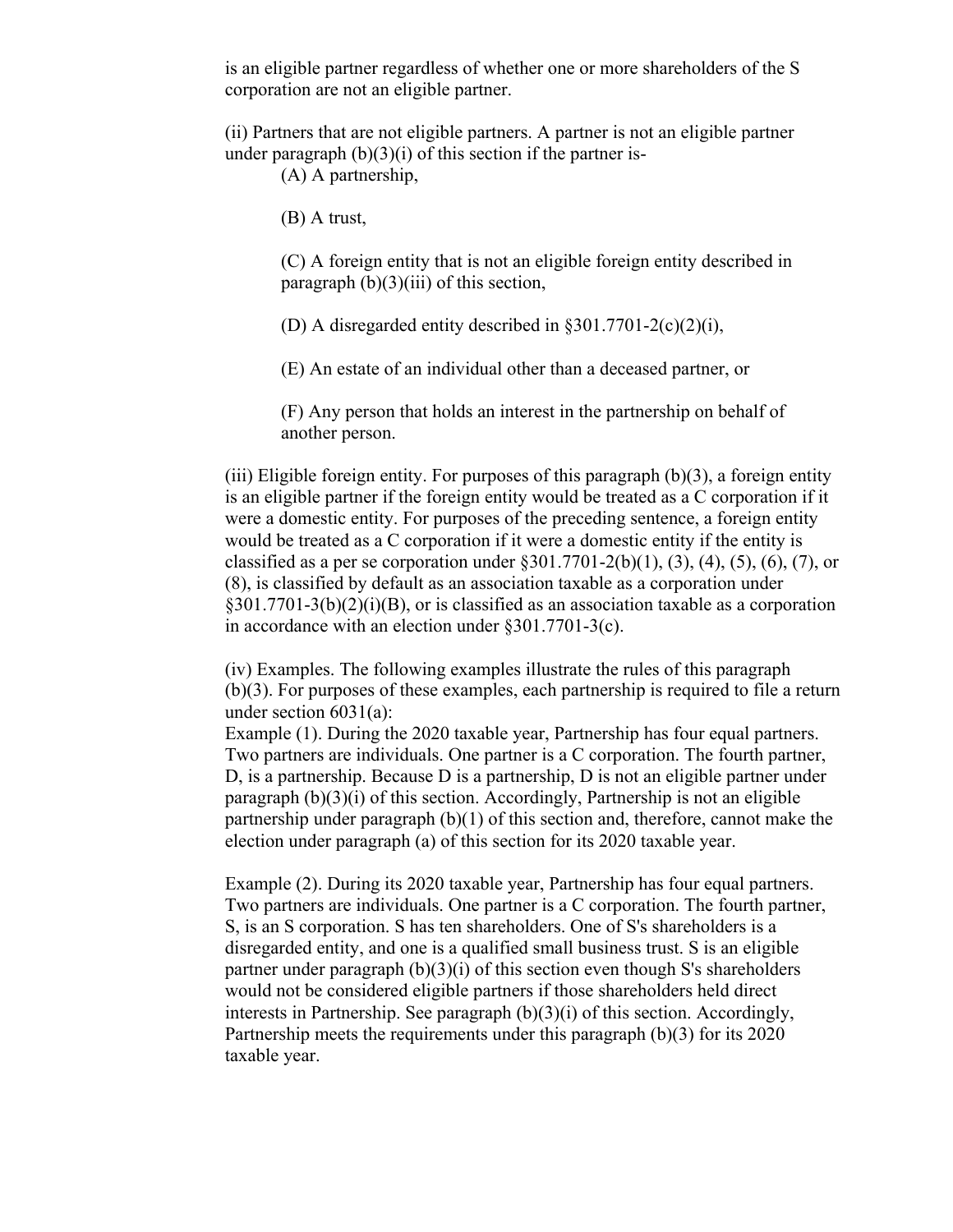is an eligible partner regardless of whether one or more shareholders of the S corporation are not an eligible partner.

(ii) Partners that are not eligible partners. A partner is not an eligible partner under paragraph (b)(3)(i) of this section if the partner is-

(A) A partnership,

(B) A trust,

(C) A foreign entity that is not an eligible foreign entity described in paragraph (b)(3)(iii) of this section,

(D) A disregarded entity described in §301.7701-2(c)(2)(i),

(E) An estate of an individual other than a deceased partner, or

(F) Any person that holds an interest in the partnership on behalf of another person.

(iii) Eligible foreign entity. For purposes of this paragraph (b)(3), a foreign entity is an eligible partner if the foreign entity would be treated as a C corporation if it were a domestic entity. For purposes of the preceding sentence, a foreign entity would be treated as a C corporation if it were a domestic entity if the entity is classified as a per se corporation under §301.7701-2(b)(1), (3), (4), (5), (6), (7), or (8), is classified by default as an association taxable as a corporation under §301.7701-3(b)(2)(i)(B), or is classified as an association taxable as a corporation in accordance with an election under §301.7701-3(c).

(iv) Examples. The following examples illustrate the rules of this paragraph (b)(3). For purposes of these examples, each partnership is required to file a return under section 6031(a):

Example (1). During the 2020 taxable year, Partnership has four equal partners. Two partners are individuals. One partner is a C corporation. The fourth partner, D, is a partnership. Because D is a partnership, D is not an eligible partner under paragraph (b)(3)(i) of this section. Accordingly, Partnership is not an eligible partnership under paragraph (b)(1) of this section and, therefore, cannot make the election under paragraph (a) of this section for its 2020 taxable year.

Example (2). During its 2020 taxable year, Partnership has four equal partners. Two partners are individuals. One partner is a C corporation. The fourth partner, S, is an S corporation. S has ten shareholders. One of S's shareholders is a disregarded entity, and one is a qualified small business trust. S is an eligible partner under paragraph (b)(3)(i) of this section even though S's shareholders would not be considered eligible partners if those shareholders held direct interests in Partnership. See paragraph (b)(3)(i) of this section. Accordingly, Partnership meets the requirements under this paragraph (b)(3) for its 2020 taxable year.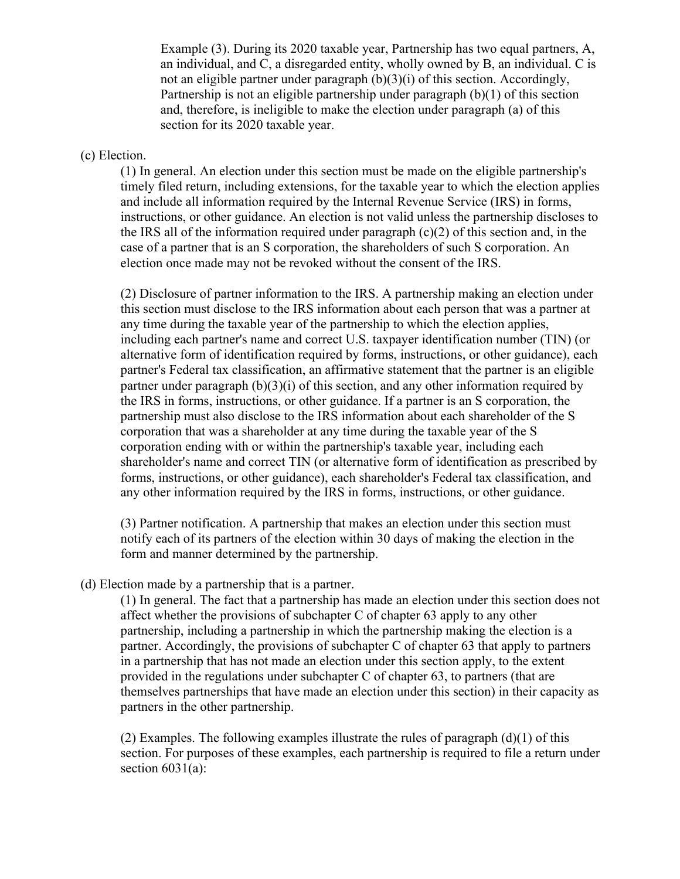Example (3). During its 2020 taxable year, Partnership has two equal partners, A, an individual, and C, a disregarded entity, wholly owned by B, an individual. C is not an eligible partner under paragraph (b)(3)(i) of this section. Accordingly, Partnership is not an eligible partnership under paragraph (b)(1) of this section and, therefore, is ineligible to make the election under paragraph (a) of this section for its 2020 taxable year.

(c) Election.

(1) In general. An election under this section must be made on the eligible partnership's timely filed return, including extensions, for the taxable year to which the election applies and include all information required by the Internal Revenue Service (IRS) in forms, instructions, or other guidance. An election is not valid unless the partnership discloses to the IRS all of the information required under paragraph (c)(2) of this section and, in the case of a partner that is an S corporation, the shareholders of such S corporation. An election once made may not be revoked without the consent of the IRS.

(2) Disclosure of partner information to the IRS. A partnership making an election under this section must disclose to the IRS information about each person that was a partner at any time during the taxable year of the partnership to which the election applies, including each partner's name and correct U.S. taxpayer identification number (TIN) (or alternative form of identification required by forms, instructions, or other guidance), each partner's Federal tax classification, an affirmative statement that the partner is an eligible partner under paragraph (b)(3)(i) of this section, and any other information required by the IRS in forms, instructions, or other guidance. If a partner is an S corporation, the partnership must also disclose to the IRS information about each shareholder of the S corporation that was a shareholder at any time during the taxable year of the S corporation ending with or within the partnership's taxable year, including each shareholder's name and correct TIN (or alternative form of identification as prescribed by forms, instructions, or other guidance), each shareholder's Federal tax classification, and any other information required by the IRS in forms, instructions, or other guidance.

(3) Partner notification. A partnership that makes an election under this section must notify each of its partners of the election within 30 days of making the election in the form and manner determined by the partnership.

(d) Election made by a partnership that is a partner.

(1) In general. The fact that a partnership has made an election under this section does not affect whether the provisions of subchapter C of chapter 63 apply to any other partnership, including a partnership in which the partnership making the election is a partner. Accordingly, the provisions of subchapter C of chapter 63 that apply to partners in a partnership that has not made an election under this section apply, to the extent provided in the regulations under subchapter C of chapter 63, to partners (that are themselves partnerships that have made an election under this section) in their capacity as partners in the other partnership.

(2) Examples. The following examples illustrate the rules of paragraph (d)(1) of this section. For purposes of these examples, each partnership is required to file a return under section 6031(a):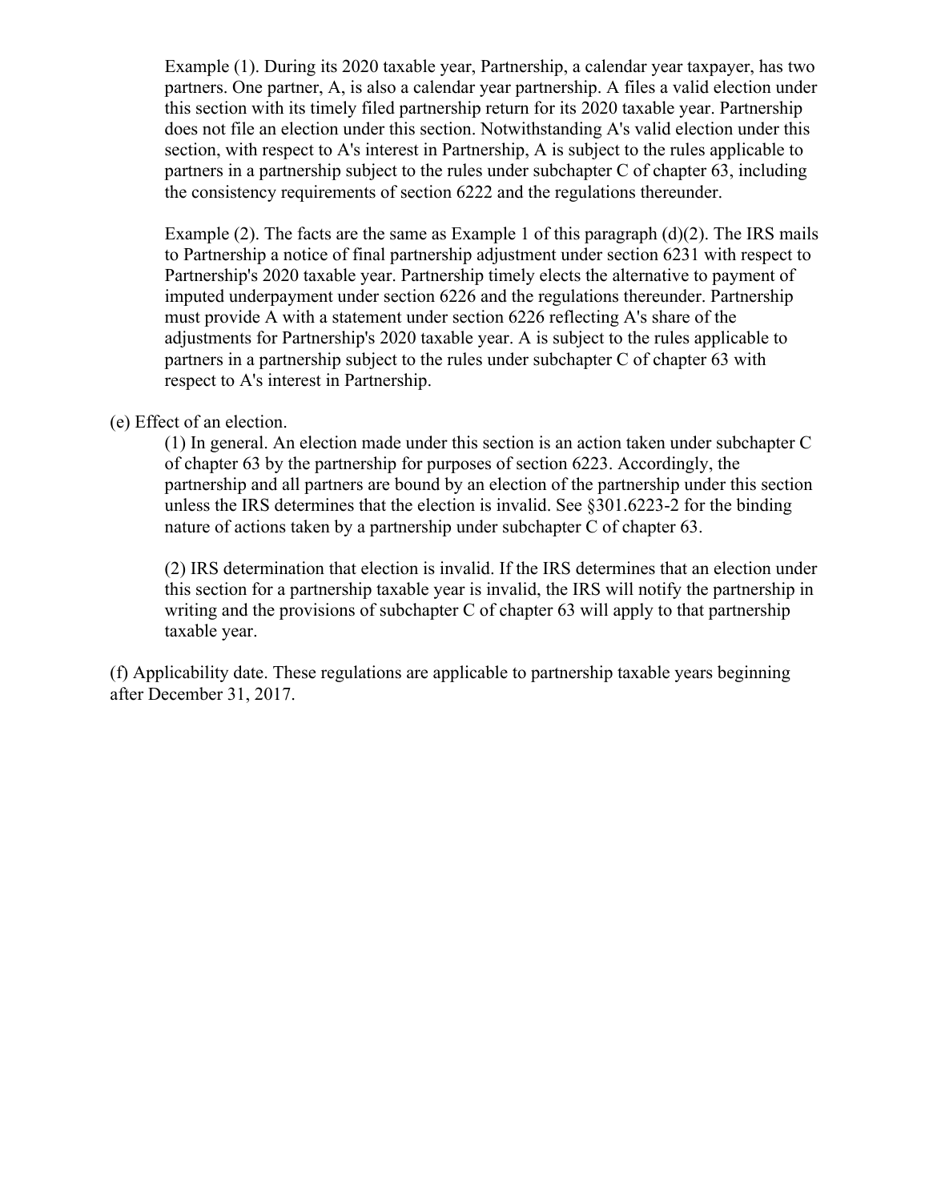Example (1). During its 2020 taxable year, Partnership, a calendar year taxpayer, has two partners. One partner, A, is also a calendar year partnership. A files a valid election under this section with its timely filed partnership return for its 2020 taxable year. Partnership does not file an election under this section. Notwithstanding A's valid election under this section, with respect to A's interest in Partnership, A is subject to the rules applicable to partners in a partnership subject to the rules under subchapter C of chapter 63, including the consistency requirements of section 6222 and the regulations thereunder.

Example (2). The facts are the same as Example 1 of this paragraph (d)(2). The IRS mails to Partnership a notice of final partnership adjustment under section 6231 with respect to Partnership's 2020 taxable year. Partnership timely elects the alternative to payment of imputed underpayment under section 6226 and the regulations thereunder. Partnership must provide A with a statement under section 6226 reflecting A's share of the adjustments for Partnership's 2020 taxable year. A is subject to the rules applicable to partners in a partnership subject to the rules under subchapter C of chapter 63 with respect to A's interest in Partnership.

(e) Effect of an election.

(1) In general. An election made under this section is an action taken under subchapter C of chapter 63 by the partnership for purposes of section 6223. Accordingly, the partnership and all partners are bound by an election of the partnership under this section unless the IRS determines that the election is invalid. See §301.6223-2 for the binding nature of actions taken by a partnership under subchapter C of chapter 63.

(2) IRS determination that election is invalid. If the IRS determines that an election under this section for a partnership taxable year is invalid, the IRS will notify the partnership in writing and the provisions of subchapter C of chapter 63 will apply to that partnership taxable year.

(f) Applicability date. These regulations are applicable to partnership taxable years beginning after December 31, 2017.